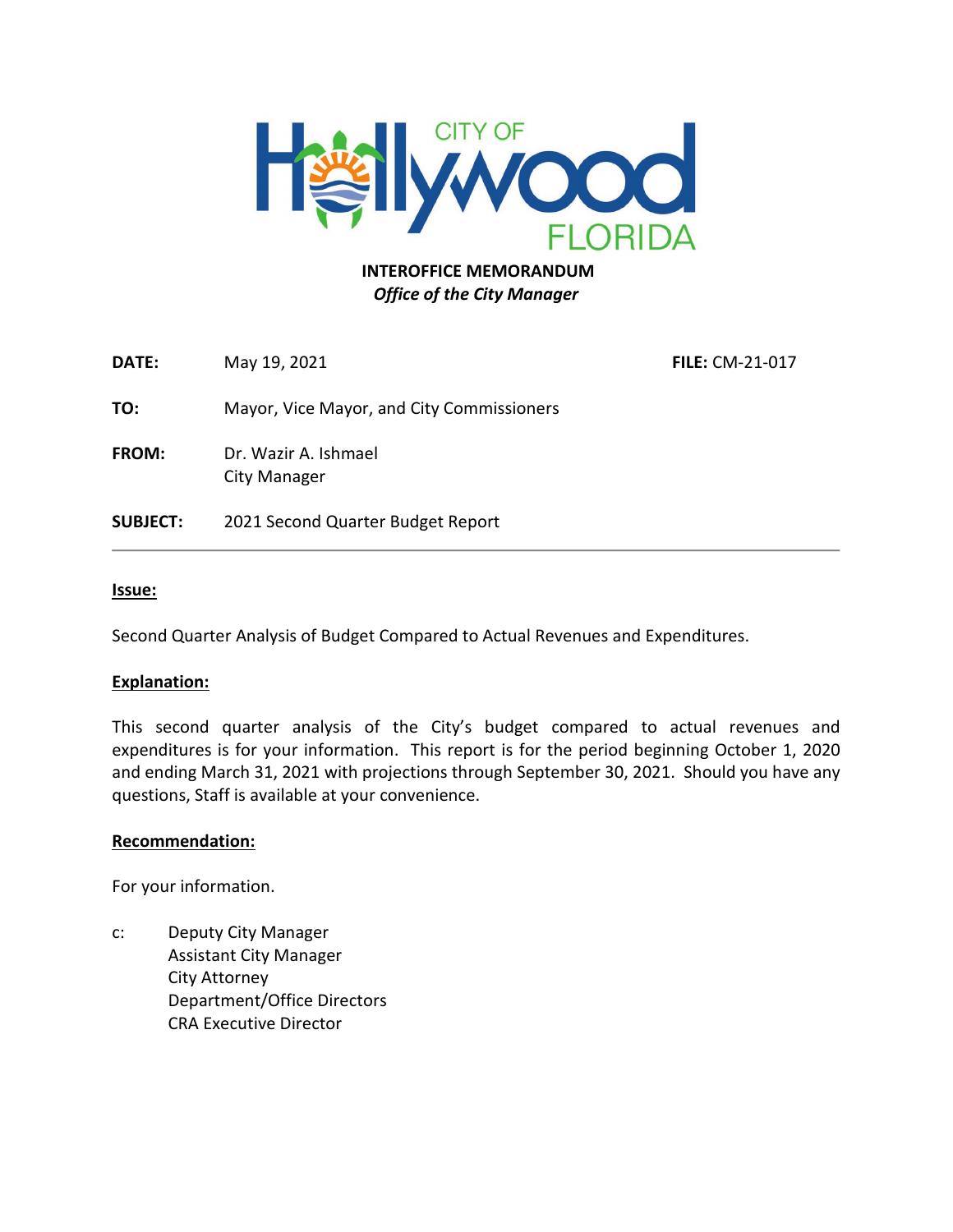CITY OF Hollywood FLORIDA

**INTEROFFICE MEMORANDUM**
***Office of the City Manager***

**DATE:** May 19, 2021 **FILE:** CM-21-017

**TO:** Mayor, Vice Mayor, and City Commissioners

**FROM:** Dr. Wazir A. Ishmael
City Manager

**SUBJECT:** 2021 Second Quarter Budget Report

---

**Issue:**

Second Quarter Analysis of Budget Compared to Actual Revenues and Expenditures.

**Explanation:**

This second quarter analysis of the City's budget compared to actual revenues and expenditures is for your information. This report is for the period beginning October 1, 2020 and ending March 31, 2021 with projections through September 30, 2021. Should you have any questions, Staff is available at your convenience.

**Recommendation:**

For your information.

c: Deputy City Manager
Assistant City Manager
City Attorney
Department/Office Directors
CRA Executive Director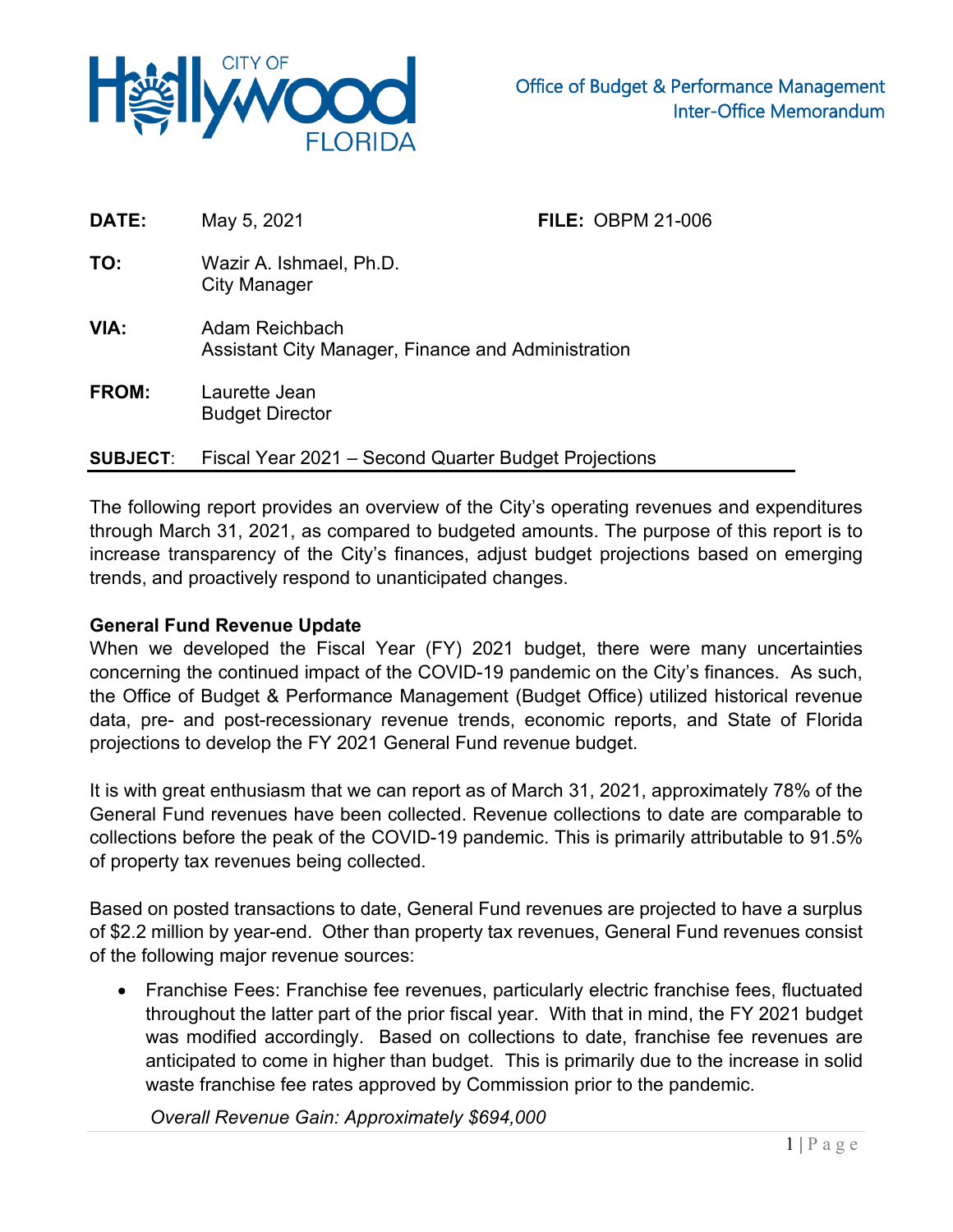Office of Budget & Performance Management
Inter-Office Memorandum

**DATE:** May 5, 2021 **FILE:** OBPM 21-006

**TO:** Wazir A. Ishmael, Ph.D.
City Manager

**VIA:** Adam Reichbach
Assistant City Manager, Finance and Administration

**FROM:** Laurette Jean
Budget Director

**SUBJECT**: Fiscal Year 2021 – Second Quarter Budget Projections

The following report provides an overview of the City's operating revenues and expenditures through March 31, 2021, as compared to budgeted amounts. The purpose of this report is to increase transparency of the City's finances, adjust budget projections based on emerging trends, and proactively respond to unanticipated changes.

**General Fund Revenue Update**

When we developed the Fiscal Year (FY) 2021 budget, there were many uncertainties concerning the continued impact of the COVID-19 pandemic on the City's finances. As such, the Office of Budget & Performance Management (Budget Office) utilized historical revenue data, pre- and post-recessionary revenue trends, economic reports, and State of Florida projections to develop the FY 2021 General Fund revenue budget.

It is with great enthusiasm that we can report as of March 31, 2021, approximately 78% of the General Fund revenues have been collected. Revenue collections to date are comparable to collections before the peak of the COVID-19 pandemic. This is primarily attributable to 91.5% of property tax revenues being collected.

Based on posted transactions to date, General Fund revenues are projected to have a surplus of $2.2 million by year-end. Other than property tax revenues, General Fund revenues consist of the following major revenue sources:

- Franchise Fees: Franchise fee revenues, particularly electric franchise fees, fluctuated throughout the latter part of the prior fiscal year. With that in mind, the FY 2021 budget was modified accordingly. Based on collections to date, franchise fee revenues are anticipated to come in higher than budget. This is primarily due to the increase in solid waste franchise fee rates approved by Commission prior to the pandemic.

  *Overall Revenue Gain: Approximately $694,000*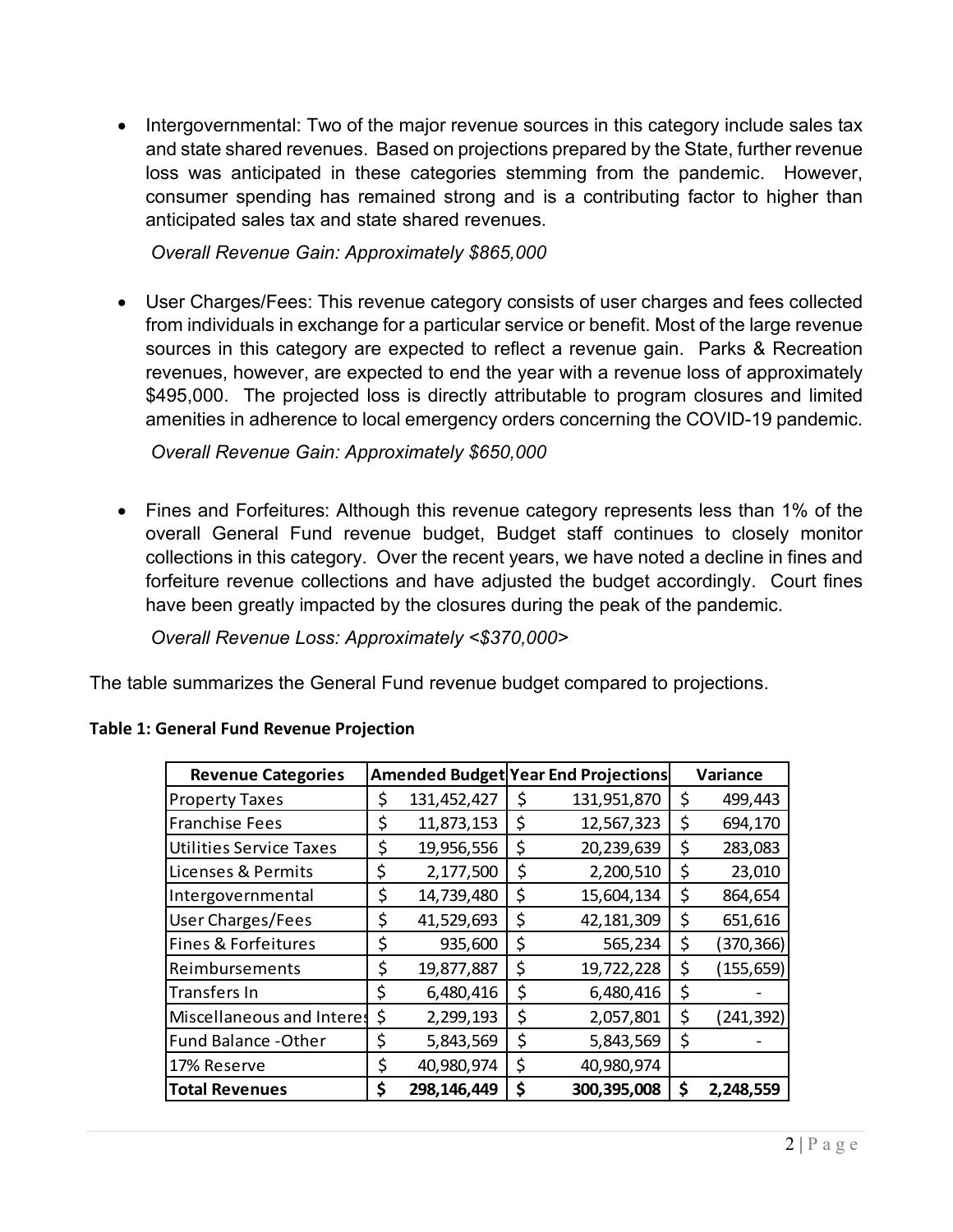- Intergovernmental: Two of the major revenue sources in this category include sales tax and state shared revenues. Based on projections prepared by the State, further revenue loss was anticipated in these categories stemming from the pandemic. However, consumer spending has remained strong and is a contributing factor to higher than anticipated sales tax and state shared revenues.

  *Overall Revenue Gain: Approximately $865,000*

- User Charges/Fees: This revenue category consists of user charges and fees collected from individuals in exchange for a particular service or benefit. Most of the large revenue sources in this category are expected to reflect a revenue gain. Parks & Recreation revenues, however, are expected to end the year with a revenue loss of approximately $495,000. The projected loss is directly attributable to program closures and limited amenities in adherence to local emergency orders concerning the COVID-19 pandemic.

  *Overall Revenue Gain: Approximately $650,000*

- Fines and Forfeitures: Although this revenue category represents less than 1% of the overall General Fund revenue budget, Budget staff continues to closely monitor collections in this category. Over the recent years, we have noted a decline in fines and forfeiture revenue collections and have adjusted the budget accordingly. Court fines have been greatly impacted by the closures during the peak of the pandemic.

  *Overall Revenue Loss: Approximately <$370,000>*

The table summarizes the General Fund revenue budget compared to projections.

**Table 1: General Fund Revenue Projection**

| Revenue Categories | Amended Budget | Year End Projections | Variance |
|---|---|---|---|
| Property Taxes | $ 131,452,427 | $ 131,951,870 | $ 499,443 |
| Franchise Fees | $ 11,873,153 | $ 12,567,323 | $ 694,170 |
| Utilities Service Taxes | $ 19,956,556 | $ 20,239,639 | $ 283,083 |
| Licenses & Permits | $ 2,177,500 | $ 2,200,510 | $ 23,010 |
| Intergovernmental | $ 14,739,480 | $ 15,604,134 | $ 864,654 |
| User Charges/Fees | $ 41,529,693 | $ 42,181,309 | $ 651,616 |
| Fines & Forfeitures | $ 935,600 | $ 565,234 | $ (370,366) |
| Reimbursements | $ 19,877,887 | $ 19,722,228 | $ (155,659) |
| Transfers In | $ 6,480,416 | $ 6,480,416 | $ - |
| Miscellaneous and Interes | $ 2,299,193 | $ 2,057,801 | $ (241,392) |
| Fund Balance -Other | $ 5,843,569 | $ 5,843,569 | $ - |
| 17% Reserve | $ 40,980,974 | $ 40,980,974 | |
| **Total Revenues** | **$ 298,146,449** | **$ 300,395,008** | **$ 2,248,559** |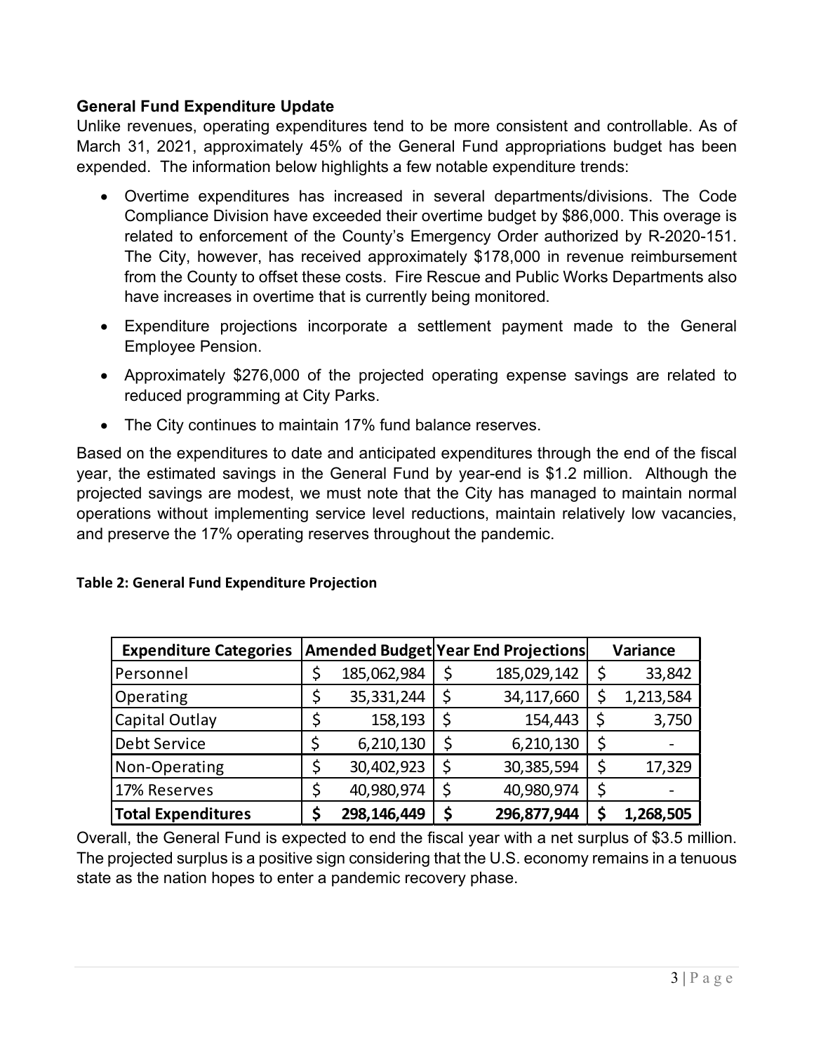**General Fund Expenditure Update**

Unlike revenues, operating expenditures tend to be more consistent and controllable. As of March 31, 2021, approximately 45% of the General Fund appropriations budget has been expended. The information below highlights a few notable expenditure trends:

- Overtime expenditures has increased in several departments/divisions. The Code Compliance Division have exceeded their overtime budget by $86,000. This overage is related to enforcement of the County's Emergency Order authorized by R-2020-151. The City, however, has received approximately $178,000 in revenue reimbursement from the County to offset these costs. Fire Rescue and Public Works Departments also have increases in overtime that is currently being monitored.
- Expenditure projections incorporate a settlement payment made to the General Employee Pension.
- Approximately $276,000 of the projected operating expense savings are related to reduced programming at City Parks.
- The City continues to maintain 17% fund balance reserves.

Based on the expenditures to date and anticipated expenditures through the end of the fiscal year, the estimated savings in the General Fund by year-end is $1.2 million. Although the projected savings are modest, we must note that the City has managed to maintain normal operations without implementing service level reductions, maintain relatively low vacancies, and preserve the 17% operating reserves throughout the pandemic.

**Table 2: General Fund Expenditure Projection**

| Expenditure Categories | Amended Budget | Year End Projections | Variance |
|---|---|---|---|
| Personnel | $ 185,062,984 | $ 185,029,142 | $ 33,842 |
| Operating | $ 35,331,244 | $ 34,117,660 | $ 1,213,584 |
| Capital Outlay | $ 158,193 | $ 154,443 | $ 3,750 |
| Debt Service | $ 6,210,130 | $ 6,210,130 | $ - |
| Non-Operating | $ 30,402,923 | $ 30,385,594 | $ 17,329 |
| 17% Reserves | $ 40,980,974 | $ 40,980,974 | $ - |
| **Total Expenditures** | **$ 298,146,449** | **$ 296,877,944** | **$ 1,268,505** |

Overall, the General Fund is expected to end the fiscal year with a net surplus of $3.5 million. The projected surplus is a positive sign considering that the U.S. economy remains in a tenuous state as the nation hopes to enter a pandemic recovery phase.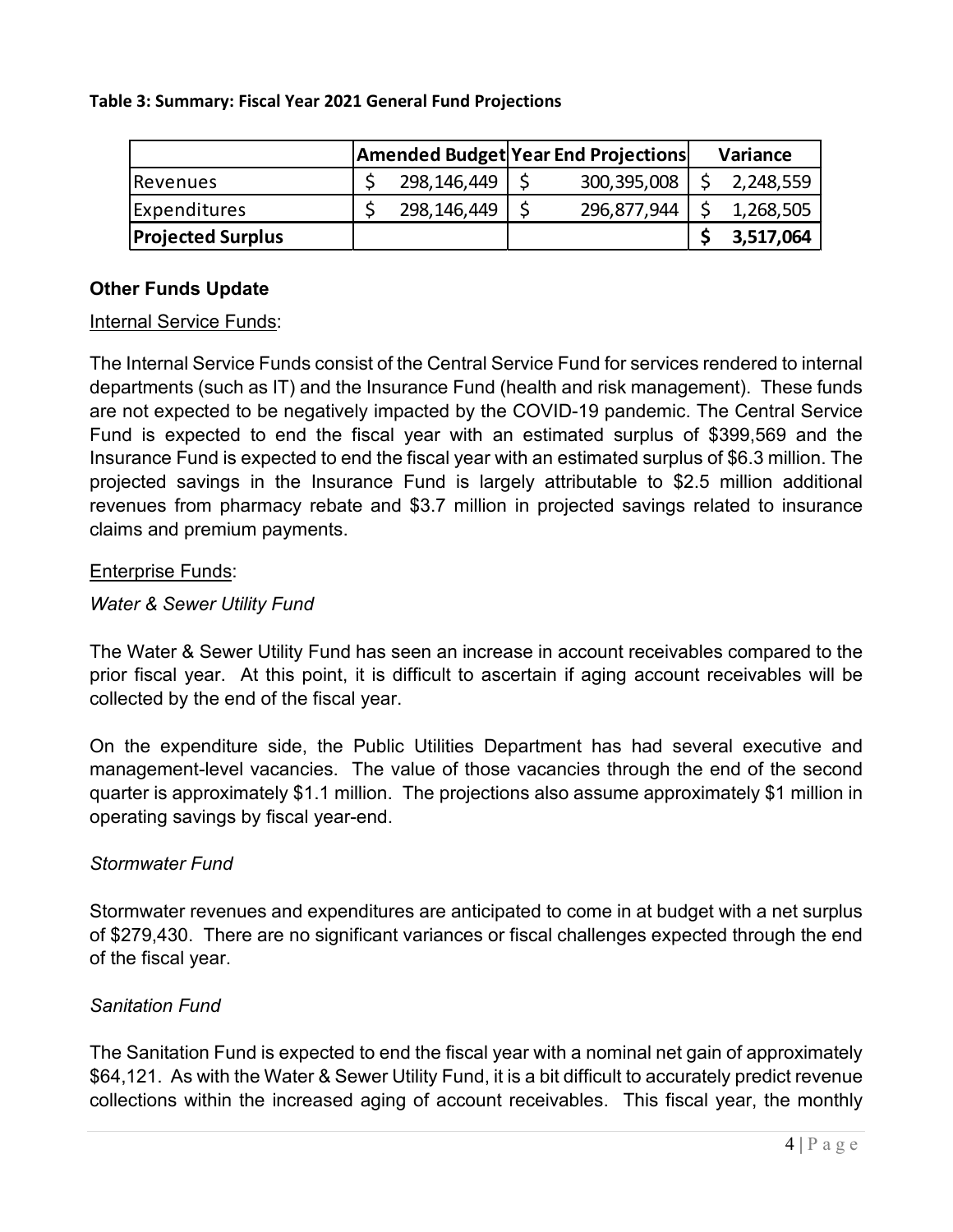**Table 3: Summary: Fiscal Year 2021 General Fund Projections**

| | Amended Budget | Year End Projections | Variance |
|---|---|---|---|
| Revenues | $ 298,146,449 | $ 300,395,008 | $ 2,248,559 |
| Expenditures | $ 298,146,449 | $ 296,877,944 | $ 1,268,505 |
| **Projected Surplus** | | | **$ 3,517,064** |

### Other Funds Update

<u>Internal Service Funds</u>:

The Internal Service Funds consist of the Central Service Fund for services rendered to internal departments (such as IT) and the Insurance Fund (health and risk management). These funds are not expected to be negatively impacted by the COVID-19 pandemic. The Central Service Fund is expected to end the fiscal year with an estimated surplus of $399,569 and the Insurance Fund is expected to end the fiscal year with an estimated surplus of $6.3 million. The projected savings in the Insurance Fund is largely attributable to $2.5 million additional revenues from pharmacy rebate and $3.7 million in projected savings related to insurance claims and premium payments.

<u>Enterprise Funds</u>:

*Water & Sewer Utility Fund*

The Water & Sewer Utility Fund has seen an increase in account receivables compared to the prior fiscal year. At this point, it is difficult to ascertain if aging account receivables will be collected by the end of the fiscal year.

On the expenditure side, the Public Utilities Department has had several executive and management-level vacancies. The value of those vacancies through the end of the second quarter is approximately $1.1 million. The projections also assume approximately $1 million in operating savings by fiscal year-end.

*Stormwater Fund*

Stormwater revenues and expenditures are anticipated to come in at budget with a net surplus of $279,430. There are no significant variances or fiscal challenges expected through the end of the fiscal year.

*Sanitation Fund*

The Sanitation Fund is expected to end the fiscal year with a nominal net gain of approximately $64,121. As with the Water & Sewer Utility Fund, it is a bit difficult to accurately predict revenue collections within the increased aging of account receivables. This fiscal year, the monthly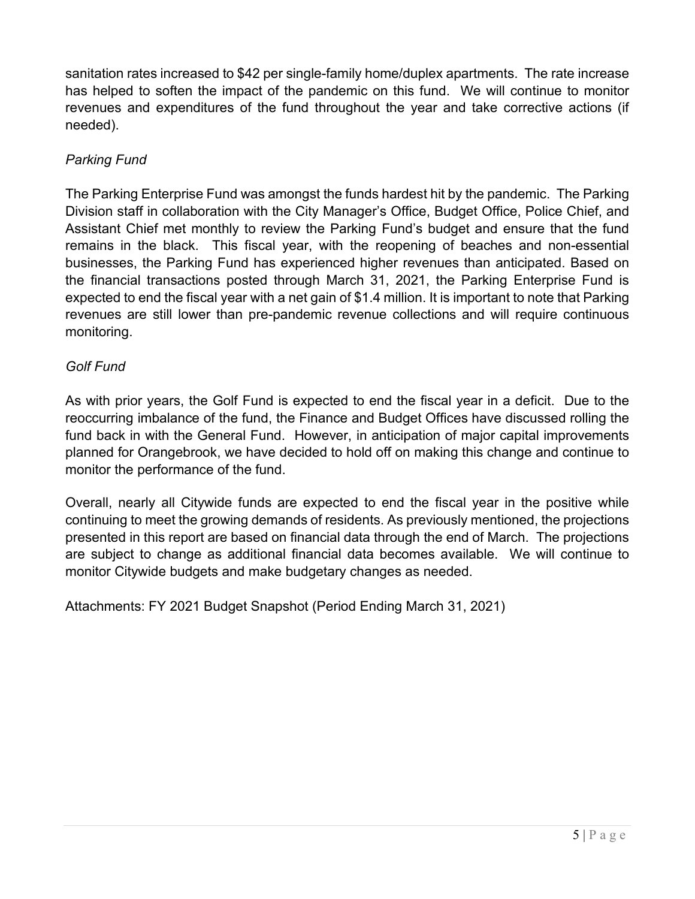sanitation rates increased to $42 per single-family home/duplex apartments. The rate increase has helped to soften the impact of the pandemic on this fund. We will continue to monitor revenues and expenditures of the fund throughout the year and take corrective actions (if needed).

*Parking Fund*

The Parking Enterprise Fund was amongst the funds hardest hit by the pandemic. The Parking Division staff in collaboration with the City Manager's Office, Budget Office, Police Chief, and Assistant Chief met monthly to review the Parking Fund's budget and ensure that the fund remains in the black. This fiscal year, with the reopening of beaches and non-essential businesses, the Parking Fund has experienced higher revenues than anticipated. Based on the financial transactions posted through March 31, 2021, the Parking Enterprise Fund is expected to end the fiscal year with a net gain of $1.4 million. It is important to note that Parking revenues are still lower than pre-pandemic revenue collections and will require continuous monitoring.

*Golf Fund*

As with prior years, the Golf Fund is expected to end the fiscal year in a deficit. Due to the reoccurring imbalance of the fund, the Finance and Budget Offices have discussed rolling the fund back in with the General Fund. However, in anticipation of major capital improvements planned for Orangebrook, we have decided to hold off on making this change and continue to monitor the performance of the fund.

Overall, nearly all Citywide funds are expected to end the fiscal year in the positive while continuing to meet the growing demands of residents. As previously mentioned, the projections presented in this report are based on financial data through the end of March. The projections are subject to change as additional financial data becomes available. We will continue to monitor Citywide budgets and make budgetary changes as needed.

Attachments: FY 2021 Budget Snapshot (Period Ending March 31, 2021)